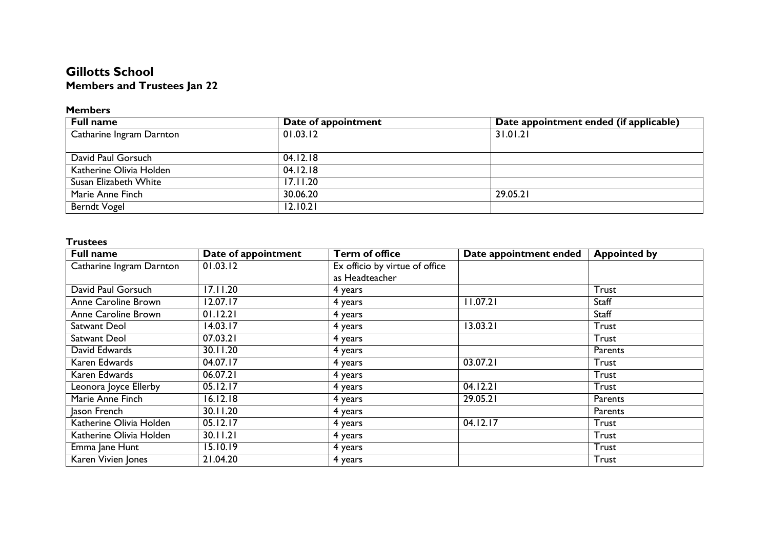# Gillotts School
## Members and Trustees Jan 22

### Members

| Full name | Date of appointment | Date appointment ended (if applicable) |
|---|---|---|
| Catharine Ingram Darnton | 01.03.12 | 31.01.21 |
| David Paul Gorsuch | 04.12.18 | |
| Katherine Olivia Holden | 04.12.18 | |
| Susan Elizabeth White | 17.11.20 | |
| Marie Anne Finch | 30.06.20 | 29.05.21 |
| Berndt Vogel | 12.10.21 | |

### Trustees

| Full name | Date of appointment | Term of office | Date appointment ended | Appointed by |
|---|---|---|---|---|
| Catharine Ingram Darnton | 01.03.12 | Ex officio by virtue of office as Headteacher | | |
| David Paul Gorsuch | 17.11.20 | 4 years | | Trust |
| Anne Caroline Brown | 12.07.17 | 4 years | 11.07.21 | Staff |
| Anne Caroline Brown | 01.12.21 | 4 years | | Staff |
| Satwant Deol | 14.03.17 | 4 years | 13.03.21 | Trust |
| Satwant Deol | 07.03.21 | 4 years | | Trust |
| David Edwards | 30.11.20 | 4 years | | Parents |
| Karen Edwards | 04.07.17 | 4 years | 03.07.21 | Trust |
| Karen Edwards | 06.07.21 | 4 years | | Trust |
| Leonora Joyce Ellerby | 05.12.17 | 4 years | 04.12.21 | Trust |
| Marie Anne Finch | 16.12.18 | 4 years | 29.05.21 | Parents |
| Jason French | 30.11.20 | 4 years | | Parents |
| Katherine Olivia Holden | 05.12.17 | 4 years | 04.12.17 | Trust |
| Katherine Olivia Holden | 30.11.21 | 4 years | | Trust |
| Emma Jane Hunt | 15.10.19 | 4 years | | Trust |
| Karen Vivien Jones | 21.04.20 | 4 years | | Trust |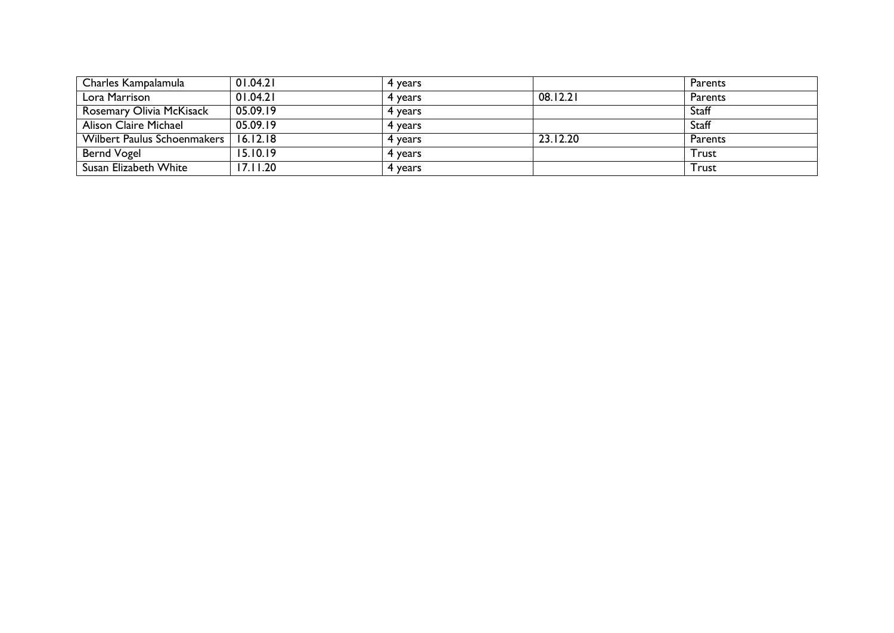| | | | | |
|---|---|---|---|---|
| Charles Kampalamula | 01.04.21 | 4 years | | Parents |
| Lora Marrison | 01.04.21 | 4 years | 08.12.21 | Parents |
| Rosemary Olivia McKisack | 05.09.19 | 4 years | | Staff |
| Alison Claire Michael | 05.09.19 | 4 years | | Staff |
| Wilbert Paulus Schoenmakers | 16.12.18 | 4 years | 23.12.20 | Parents |
| Bernd Vogel | 15.10.19 | 4 years | | Trust |
| Susan Elizabeth White | 17.11.20 | 4 years | | Trust |